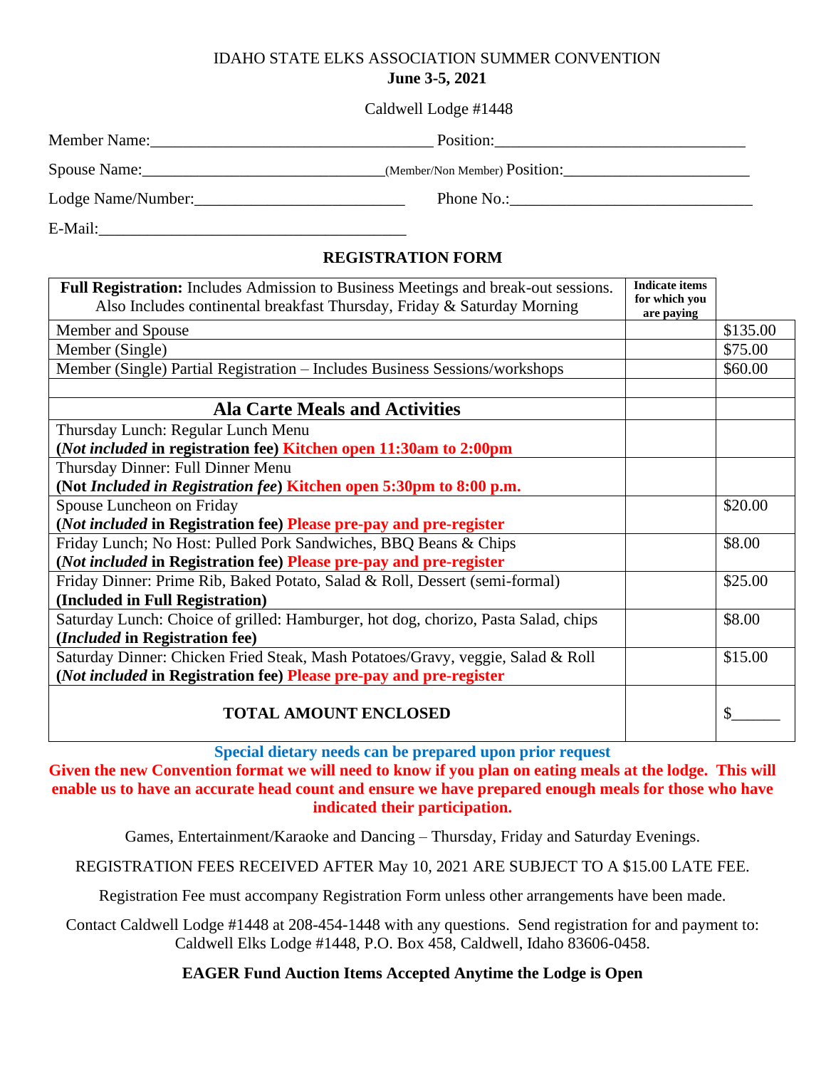IDAHO STATE ELKS ASSOCIATION SUMMER CONVENTION

**June 3-5, 2021**

Caldwell Lodge #1448

Member Name:___________________________________ Position:_______________________________

Spouse Name:_____________________________(Member/Non Member) Position:_______________________

Lodge Name/Number:__________________________ Phone No.:______________________________

E-Mail:_____________________________________

## REGISTRATION FORM

| **Full Registration:** Includes Admission to Business Meetings and break-out sessions. Also Includes continental breakfast Thursday, Friday & Saturday Morning | **Indicate items for which you are paying** | |
|---|---|---|
| Member and Spouse | | $135.00 |
| Member (Single) | | $75.00 |
| Member (Single) Partial Registration – Includes Business Sessions/workshops | | $60.00 |
| | | |
| **Ala Carte Meals and Activities** | | |
| Thursday Lunch: Regular Lunch Menu<br>**(*Not included* in registration fee) Kitchen open 11:30am to 2:00pm** | | |
| Thursday Dinner: Full Dinner Menu<br>**(Not *Included in Registration fee*) Kitchen open 5:30pm to 8:00 p.m.** | | |
| Spouse Luncheon on Friday<br>**(*Not included* in Registration fee) Please pre-pay and pre-register** | | $20.00 |
| Friday Lunch; No Host: Pulled Pork Sandwiches, BBQ Beans & Chips<br>**(*Not included* in Registration fee) Please pre-pay and pre-register** | | $8.00 |
| Friday Dinner: Prime Rib, Baked Potato, Salad & Roll, Dessert (semi-formal)<br>**(Included in Full Registration)** | | $25.00 |
| Saturday Lunch: Choice of grilled: Hamburger, hot dog, chorizo, Pasta Salad, chips<br>**(*Included* in Registration fee)** | | $8.00 |
| Saturday Dinner: Chicken Fried Steak, Mash Potatoes/Gravy, veggie, Salad & Roll<br>**(*Not included* in Registration fee) Please pre-pay and pre-register** | | $15.00 |
| **TOTAL AMOUNT ENCLOSED** | | $______ |

**Special dietary needs can be prepared upon prior request**

**Given the new Convention format we will need to know if you plan on eating meals at the lodge. This will enable us to have an accurate head count and ensure we have prepared enough meals for those who have indicated their participation.**

Games, Entertainment/Karaoke and Dancing – Thursday, Friday and Saturday Evenings.

REGISTRATION FEES RECEIVED AFTER May 10, 2021 ARE SUBJECT TO A $15.00 LATE FEE.

Registration Fee must accompany Registration Form unless other arrangements have been made.

Contact Caldwell Lodge #1448 at 208-454-1448 with any questions. Send registration for and payment to: Caldwell Elks Lodge #1448, P.O. Box 458, Caldwell, Idaho 83606-0458.

**EAGER Fund Auction Items Accepted Anytime the Lodge is Open**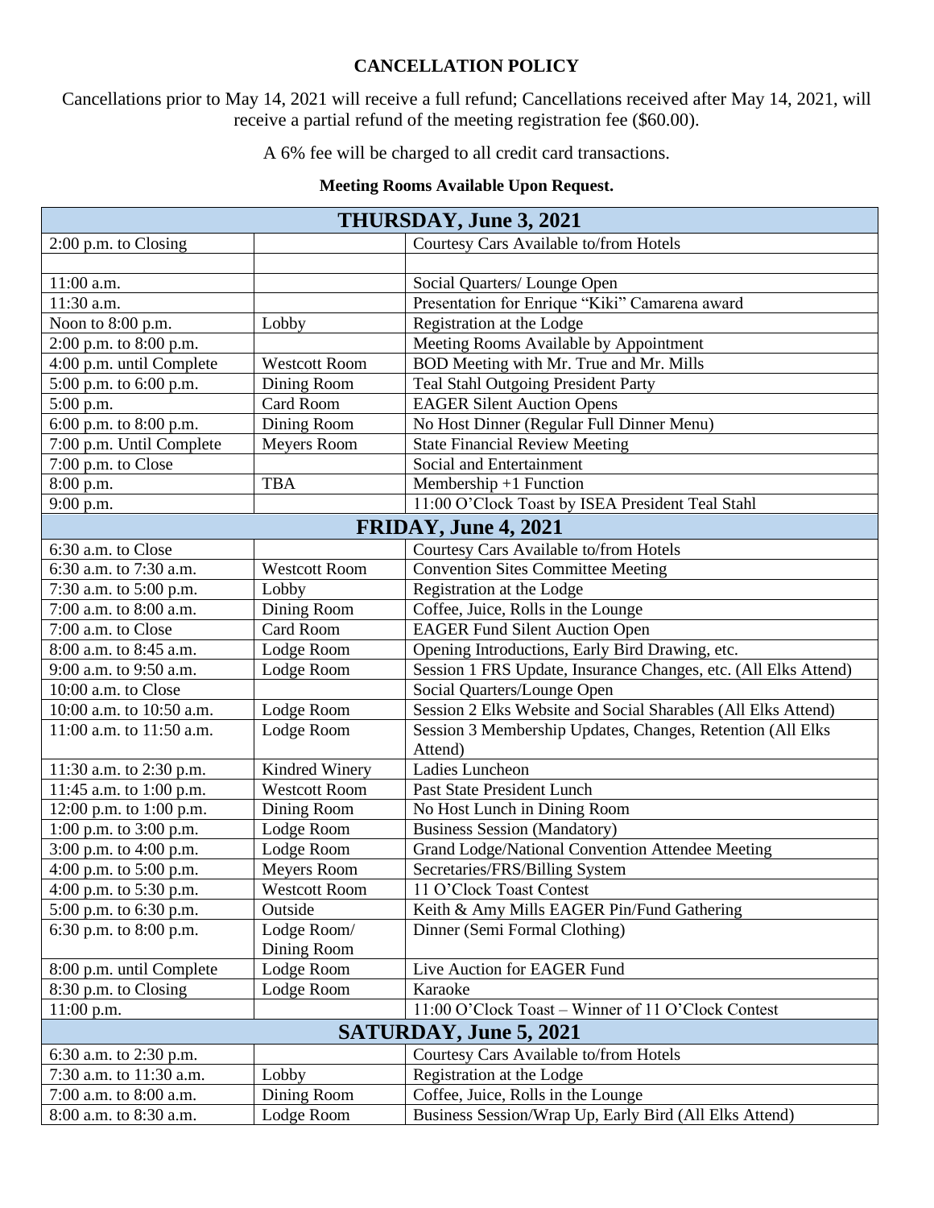**CANCELLATION POLICY**

Cancellations prior to May 14, 2021 will receive a full refund; Cancellations received after May 14, 2021, will receive a partial refund of the meeting registration fee ($60.00).

A 6% fee will be charged to all credit card transactions.

**Meeting Rooms Available Upon Request.**

| | | |
|---|---|---|
| **THURSDAY, June 3, 2021** | | |
| 2:00 p.m. to Closing | | Courtesy Cars Available to/from Hotels |
| | | |
| 11:00 a.m. | | Social Quarters/ Lounge Open |
| 11:30 a.m. | | Presentation for Enrique "Kiki" Camarena award |
| Noon to 8:00 p.m. | Lobby | Registration at the Lodge |
| 2:00 p.m. to 8:00 p.m. | | Meeting Rooms Available by Appointment |
| 4:00 p.m. until Complete | Westcott Room | BOD Meeting with Mr. True and Mr. Mills |
| 5:00 p.m. to 6:00 p.m. | Dining Room | Teal Stahl Outgoing President Party |
| 5:00 p.m. | Card Room | EAGER Silent Auction Opens |
| 6:00 p.m. to 8:00 p.m. | Dining Room | No Host Dinner (Regular Full Dinner Menu) |
| 7:00 p.m. Until Complete | Meyers Room | State Financial Review Meeting |
| 7:00 p.m. to Close | | Social and Entertainment |
| 8:00 p.m. | TBA | Membership +1 Function |
| 9:00 p.m. | | 11:00 O'Clock Toast by ISEA President Teal Stahl |
| **FRIDAY, June 4, 2021** | | |
| 6:30 a.m. to Close | | Courtesy Cars Available to/from Hotels |
| 6:30 a.m. to 7:30 a.m. | Westcott Room | Convention Sites Committee Meeting |
| 7:30 a.m. to 5:00 p.m. | Lobby | Registration at the Lodge |
| 7:00 a.m. to 8:00 a.m. | Dining Room | Coffee, Juice, Rolls in the Lounge |
| 7:00 a.m. to Close | Card Room | EAGER Fund Silent Auction Open |
| 8:00 a.m. to 8:45 a.m. | Lodge Room | Opening Introductions, Early Bird Drawing, etc. |
| 9:00 a.m. to 9:50 a.m. | Lodge Room | Session 1 FRS Update, Insurance Changes, etc. (All Elks Attend) |
| 10:00 a.m. to Close | | Social Quarters/Lounge Open |
| 10:00 a.m. to 10:50 a.m. | Lodge Room | Session 2 Elks Website and Social Sharables (All Elks Attend) |
| 11:00 a.m. to 11:50 a.m. | Lodge Room | Session 3 Membership Updates, Changes, Retention (All Elks Attend) |
| 11:30 a.m. to 2:30 p.m. | Kindred Winery | Ladies Luncheon |
| 11:45 a.m. to 1:00 p.m. | Westcott Room | Past State President Lunch |
| 12:00 p.m. to 1:00 p.m. | Dining Room | No Host Lunch in Dining Room |
| 1:00 p.m. to 3:00 p.m. | Lodge Room | Business Session (Mandatory) |
| 3:00 p.m. to 4:00 p.m. | Lodge Room | Grand Lodge/National Convention Attendee Meeting |
| 4:00 p.m. to 5:00 p.m. | Meyers Room | Secretaries/FRS/Billing System |
| 4:00 p.m. to 5:30 p.m. | Westcott Room | 11 O'Clock Toast Contest |
| 5:00 p.m. to 6:30 p.m. | Outside | Keith & Amy Mills EAGER Pin/Fund Gathering |
| 6:30 p.m. to 8:00 p.m. | Lodge Room/ Dining Room | Dinner (Semi Formal Clothing) |
| 8:00 p.m. until Complete | Lodge Room | Live Auction for EAGER Fund |
| 8:30 p.m. to Closing | Lodge Room | Karaoke |
| 11:00 p.m. | | 11:00 O'Clock Toast – Winner of 11 O'Clock Contest |
| **SATURDAY, June 5, 2021** | | |
| 6:30 a.m. to 2:30 p.m. | | Courtesy Cars Available to/from Hotels |
| 7:30 a.m. to 11:30 a.m. | Lobby | Registration at the Lodge |
| 7:00 a.m. to 8:00 a.m. | Dining Room | Coffee, Juice, Rolls in the Lounge |
| 8:00 a.m. to 8:30 a.m. | Lodge Room | Business Session/Wrap Up, Early Bird (All Elks Attend) |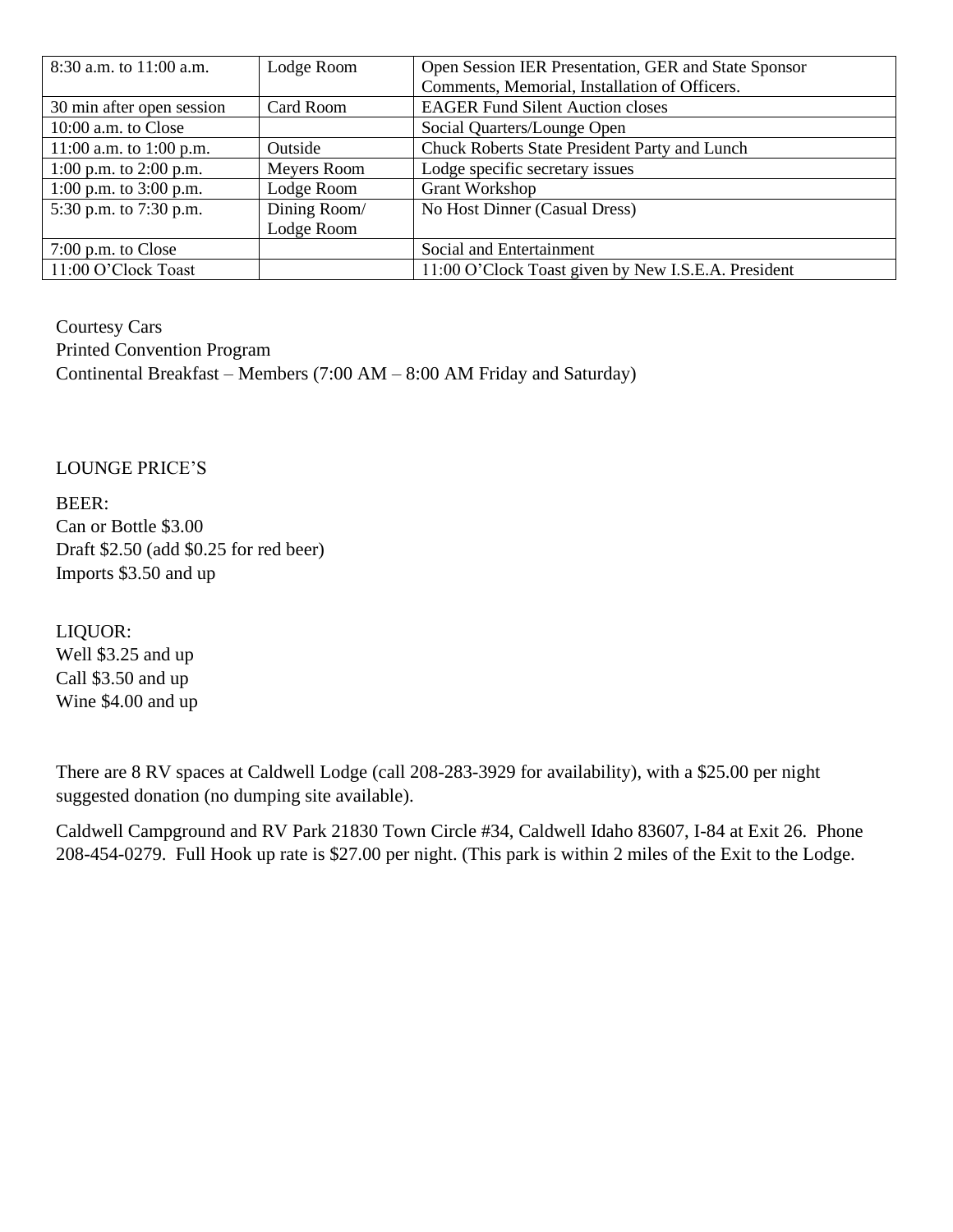| | | |
|---|---|---|
| 8:30 a.m. to 11:00 a.m. | Lodge Room | Open Session IER Presentation, GER and State Sponsor Comments, Memorial, Installation of Officers. |
| 30 min after open session | Card Room | EAGER Fund Silent Auction closes |
| 10:00 a.m. to Close | | Social Quarters/Lounge Open |
| 11:00 a.m. to 1:00 p.m. | Outside | Chuck Roberts State President Party and Lunch |
| 1:00 p.m. to 2:00 p.m. | Meyers Room | Lodge specific secretary issues |
| 1:00 p.m. to 3:00 p.m. | Lodge Room | Grant Workshop |
| 5:30 p.m. to 7:30 p.m. | Dining Room/ Lodge Room | No Host Dinner (Casual Dress) |
| 7:00 p.m. to Close | | Social and Entertainment |
| 11:00 O'Clock Toast | | 11:00 O'Clock Toast given by New I.S.E.A. President |

Courtesy Cars
Printed Convention Program
Continental Breakfast – Members (7:00 AM – 8:00 AM Friday and Saturday)

LOUNGE PRICE'S

BEER:
Can or Bottle $3.00
Draft $2.50 (add $0.25 for red beer)
Imports $3.50 and up

LIQUOR:
Well $3.25 and up
Call $3.50 and up
Wine $4.00 and up

There are 8 RV spaces at Caldwell Lodge (call 208-283-3929 for availability), with a $25.00 per night suggested donation (no dumping site available).

Caldwell Campground and RV Park 21830 Town Circle #34, Caldwell Idaho 83607, I-84 at Exit 26. Phone 208-454-0279. Full Hook up rate is $27.00 per night. (This park is within 2 miles of the Exit to the Lodge.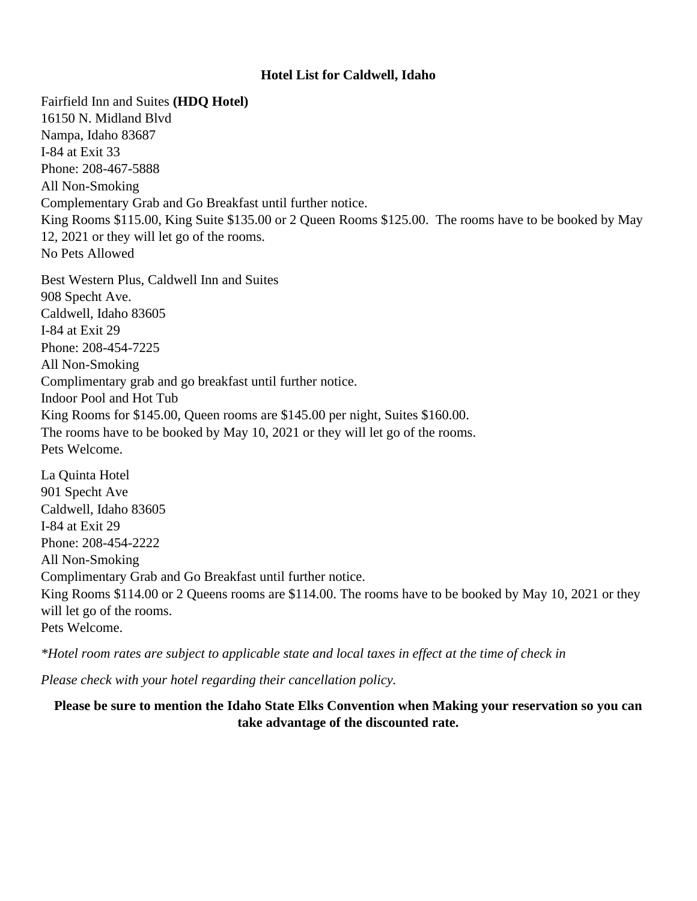**Hotel List for Caldwell, Idaho**

Fairfield Inn and Suites **(HDQ Hotel)**
16150 N. Midland Blvd
Nampa, Idaho 83687
I-84 at Exit 33
Phone: 208-467-5888
All Non-Smoking
Complementary Grab and Go Breakfast until further notice.
King Rooms $115.00, King Suite $135.00 or 2 Queen Rooms $125.00. The rooms have to be booked by May 12, 2021 or they will let go of the rooms.
No Pets Allowed

Best Western Plus, Caldwell Inn and Suites
908 Specht Ave.
Caldwell, Idaho 83605
I-84 at Exit 29
Phone: 208-454-7225
All Non-Smoking
Complimentary grab and go breakfast until further notice.
Indoor Pool and Hot Tub
King Rooms for $145.00, Queen rooms are $145.00 per night, Suites $160.00.
The rooms have to be booked by May 10, 2021 or they will let go of the rooms.
Pets Welcome.

La Quinta Hotel
901 Specht Ave
Caldwell, Idaho 83605
I-84 at Exit 29
Phone: 208-454-2222
All Non-Smoking
Complimentary Grab and Go Breakfast until further notice.
King Rooms $114.00 or 2 Queens rooms are $114.00. The rooms have to be booked by May 10, 2021 or they will let go of the rooms.
Pets Welcome.

*\*Hotel room rates are subject to applicable state and local taxes in effect at the time of check in*

*Please check with your hotel regarding their cancellation policy.*

**Please be sure to mention the Idaho State Elks Convention when Making your reservation so you can take advantage of the discounted rate.**